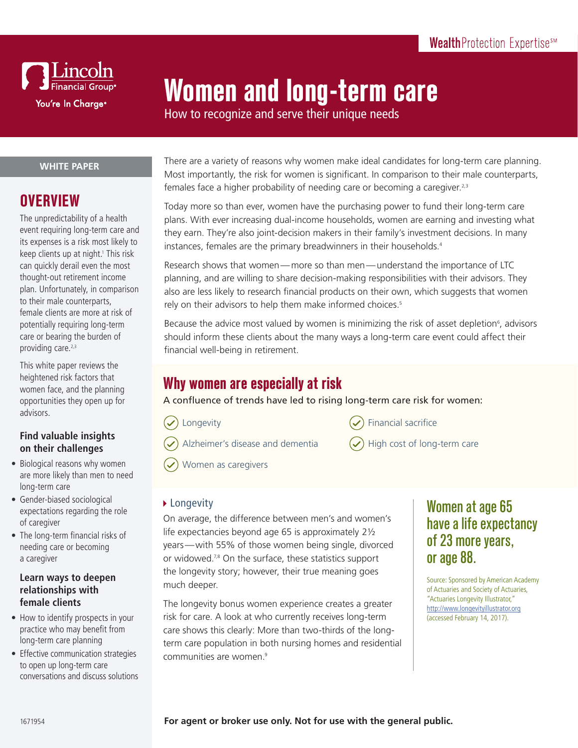WealthProtection Expertise℠

Lincoln Financial Group®
You're In Charge®

# Women and long-term care

How to recognize and serve their unique needs

**WHITE PAPER**

## OVERVIEW

The unpredictability of a health event requiring long-term care and its expenses is a risk most likely to keep clients up at night.[1] This risk can quickly derail even the most thought-out retirement income plan. Unfortunately, in comparison to their male counterparts, female clients are more at risk of potentially requiring long-term care or bearing the burden of providing care.[2,3]

This white paper reviews the heightened risk factors that women face, and the planning opportunities they open up for advisors.

### Find valuable insights on their challenges

- Biological reasons why women are more likely than men to need long-term care
- Gender-biased sociological expectations regarding the role of caregiver
- The long-term financial risks of needing care or becoming a caregiver

### Learn ways to deepen relationships with female clients

- How to identify prospects in your practice who may benefit from long-term care planning
- Effective communication strategies to open up long-term care conversations and discuss solutions

There are a variety of reasons why women make ideal candidates for long-term care planning. Most importantly, the risk for women is significant. In comparison to their male counterparts, females face a higher probability of needing care or becoming a caregiver.[2,3]

Today more so than ever, women have the purchasing power to fund their long-term care plans. With ever increasing dual-income households, women are earning and investing what they earn. They're also joint-decision makers in their family's investment decisions. In many instances, females are the primary breadwinners in their households.[4]

Research shows that women — more so than men — understand the importance of LTC planning, and are willing to share decision-making responsibilities with their advisors. They also are less likely to research financial products on their own, which suggests that women rely on their advisors to help them make informed choices.[5]

Because the advice most valued by women is minimizing the risk of asset depletion[6], advisors should inform these clients about the many ways a long-term care event could affect their financial well-being in retirement.

## Why women are especially at risk

A confluence of trends have led to rising long-term care risk for women:

- Longevity
- Alzheimer's disease and dementia
- Women as caregivers
- Financial sacrifice
- High cost of long-term care

### Longevity

On average, the difference between men's and women's life expectancies beyond age 65 is approximately 2½ years — with 55% of those women being single, divorced or widowed.[7,8] On the surface, these statistics support the longevity story; however, their true meaning goes much deeper.

The longevity bonus women experience creates a greater risk for care. A look at who currently receives long-term care shows this clearly: More than two-thirds of the long-term care population in both nursing homes and residential communities are women.[9]

**Women at age 65 have a life expectancy of 23 more years, or age 88.**

Source: Sponsored by American Academy of Actuaries and Society of Actuaries, "Actuaries Longevity Illustrator," http://www.longevityillustrator.org (accessed February 14, 2017).

1671954

**For agent or broker use only. Not for use with the general public.**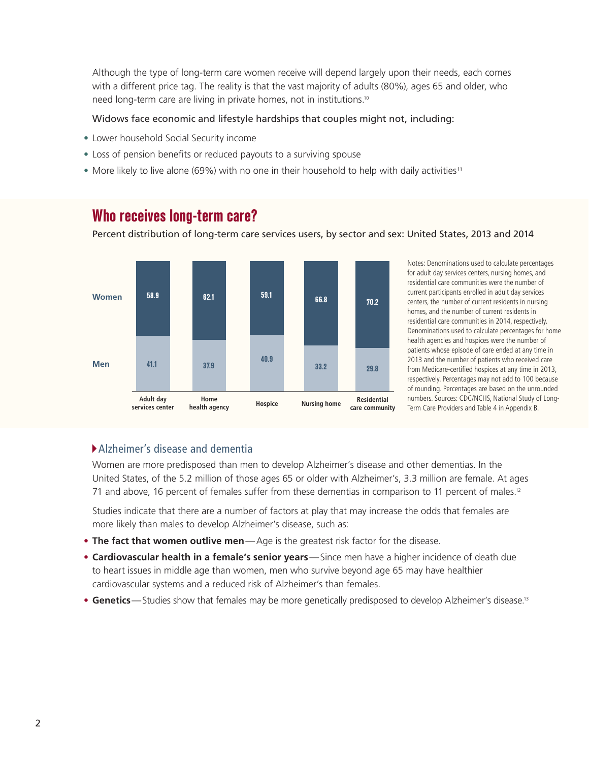Although the type of long-term care women receive will depend largely upon their needs, each comes with a different price tag. The reality is that the vast majority of adults (80%), ages 65 and older, who need long-term care are living in private homes, not in institutions.[10]

Widows face economic and lifestyle hardships that couples might not, including:

- Lower household Social Security income
- Loss of pension benefits or reduced payouts to a surviving spouse
- More likely to live alone (69%) with no one in their household to help with daily activities[11]

## Who receives long-term care?

Percent distribution of long-term care services users, by sector and sex: United States, 2013 and 2014

| | Adult day services center | Home health agency | Hospice | Nursing home | Residential care community |
|---|---|---|---|---|---|
| Women | 58.9 | 62.1 | 59.1 | 66.8 | 70.2 |
| Men | 41.1 | 37.9 | 40.9 | 33.2 | 29.8 |

Notes: Denominations used to calculate percentages for adult day services centers, nursing homes, and residential care communities were the number of current participants enrolled in adult day services centers, the number of current residents in nursing homes, and the number of current residents in residential care communities in 2014, respectively. Denominations used to calculate percentages for home health agencies and hospices were the number of patients whose episode of care ended at any time in 2013 and the number of patients who received care from Medicare-certified hospices at any time in 2013, respectively. Percentages may not add to 100 because of rounding. Percentages are based on the unrounded numbers. Sources: CDC/NCHS, National Study of Long-Term Care Providers and Table 4 in Appendix B.

### Alzheimer's disease and dementia

Women are more predisposed than men to develop Alzheimer's disease and other dementias. In the United States, of the 5.2 million of those ages 65 or older with Alzheimer's, 3.3 million are female. At ages 71 and above, 16 percent of females suffer from these dementias in comparison to 11 percent of males.[12]

Studies indicate that there are a number of factors at play that may increase the odds that females are more likely than males to develop Alzheimer's disease, such as:

- **The fact that women outlive men** — Age is the greatest risk factor for the disease.
- **Cardiovascular health in a female's senior years** — Since men have a higher incidence of death due to heart issues in middle age than women, men who survive beyond age 65 may have healthier cardiovascular systems and a reduced risk of Alzheimer's than females.
- **Genetics** — Studies show that females may be more genetically predisposed to develop Alzheimer's disease.[13]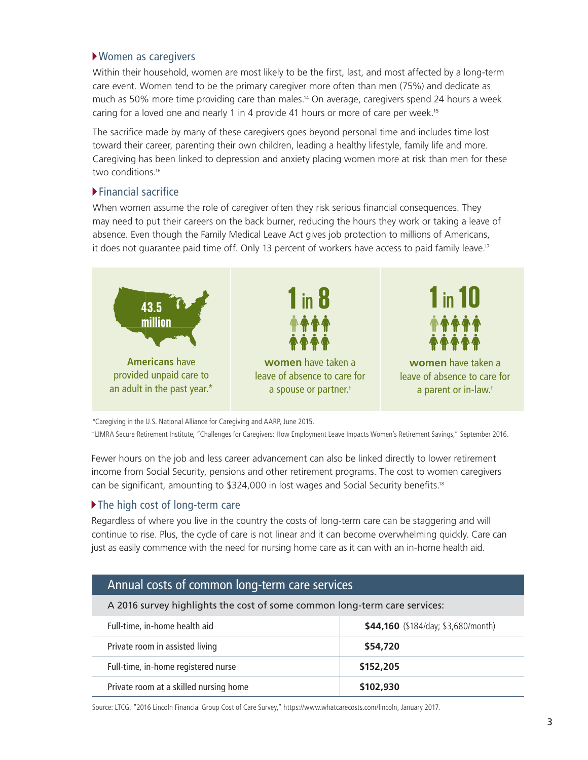### Women as caregivers

Within their household, women are most likely to be the first, last, and most affected by a long-term care event. Women tend to be the primary caregiver more often than men (75%) and dedicate as much as 50% more time providing care than males.[14] On average, caregivers spend 24 hours a week caring for a loved one and nearly 1 in 4 provide 41 hours or more of care per week.[15]

The sacrifice made by many of these caregivers goes beyond personal time and includes time lost toward their career, parenting their own children, leading a healthy lifestyle, family life and more. Caregiving has been linked to depression and anxiety placing women more at risk than men for these two conditions.[16]

### Financial sacrifice

When women assume the role of caregiver often they risk serious financial consequences. They may need to put their careers on the back burner, reducing the hours they work or taking a leave of absence. Even though the Family Medical Leave Act gives job protection to millions of Americans, it does not guarantee paid time off. Only 13 percent of workers have access to paid family leave.[17]

**43.5 million**

**Americans** have provided unpaid care to an adult in the past year.*

**1 in 8**

**women** have taken a leave of absence to care for a spouse or partner.†

**1 in 10**

**women** have taken a leave of absence to care for a parent or in-law.†

*Caregiving in the U.S. National Alliance for Caregiving and AARP, June 2015.

† LIMRA Secure Retirement Institute, "Challenges for Caregivers: How Employment Leave Impacts Women's Retirement Savings," September 2016.

Fewer hours on the job and less career advancement can also be linked directly to lower retirement income from Social Security, pensions and other retirement programs. The cost to women caregivers can be significant, amounting to $324,000 in lost wages and Social Security benefits.[18]

### The high cost of long-term care

Regardless of where you live in the country the costs of long-term care can be staggering and will continue to rise. Plus, the cycle of care is not linear and it can become overwhelming quickly. Care can just as easily commence with the need for nursing home care as it can with an in-home health aid.

**Annual costs of common long-term care services**

A 2016 survey highlights the cost of some common long-term care services:

| Service | Cost |
| --- | --- |
| Full-time, in-home health aid | **$44,160** ($184/day; $3,680/month) |
| Private room in assisted living | **$54,720** |
| Full-time, in-home registered nurse | **$152,205** |
| Private room at a skilled nursing home | **$102,930** |

Source: LTCG, "2016 Lincoln Financial Group Cost of Care Survey," https://www.whatcarecosts.com/lincoln, January 2017.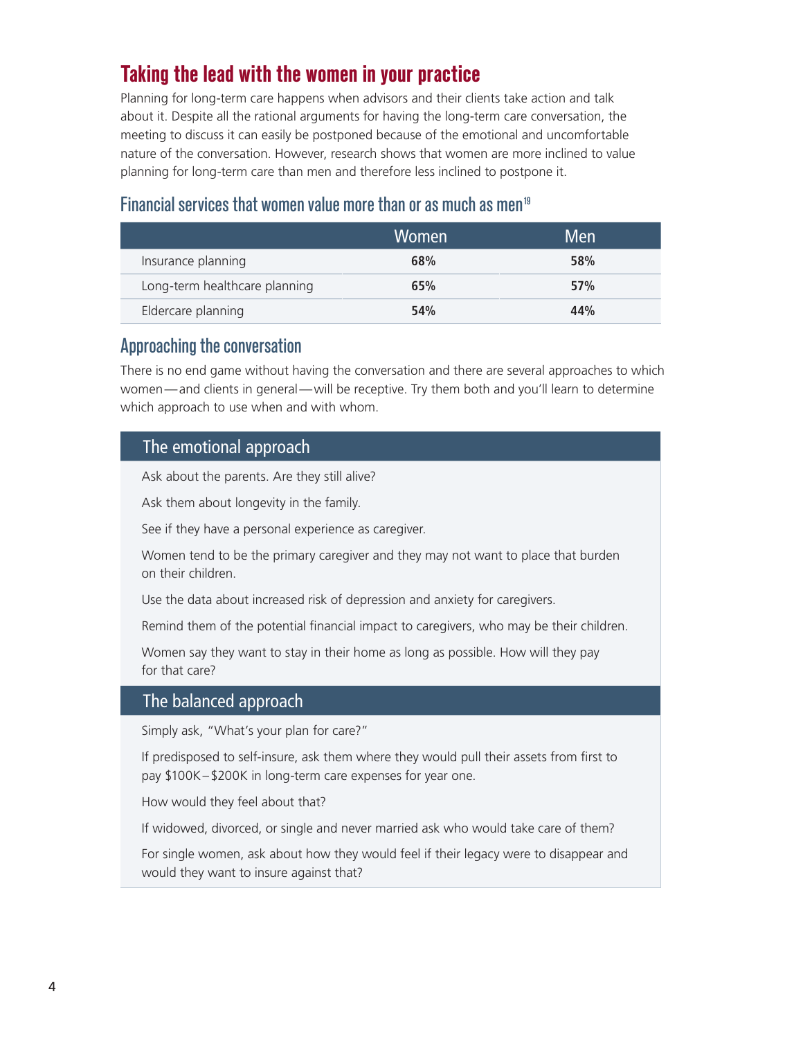## Taking the lead with the women in your practice

Planning for long-term care happens when advisors and their clients take action and talk about it. Despite all the rational arguments for having the long-term care conversation, the meeting to discuss it can easily be postponed because of the emotional and uncomfortable nature of the conversation. However, research shows that women are more inclined to value planning for long-term care than men and therefore less inclined to postpone it.

### Financial services that women value more than or as much as men[19]

| | Women | Men |
|---|---|---|
| Insurance planning | **68%** | **58%** |
| Long-term healthcare planning | **65%** | **57%** |
| Eldercare planning | **54%** | **44%** |

### Approaching the conversation

There is no end game without having the conversation and there are several approaches to which women—and clients in general—will be receptive. Try them both and you'll learn to determine which approach to use when and with whom.

#### The emotional approach

Ask about the parents. Are they still alive?

Ask them about longevity in the family.

See if they have a personal experience as caregiver.

Women tend to be the primary caregiver and they may not want to place that burden on their children.

Use the data about increased risk of depression and anxiety for caregivers.

Remind them of the potential financial impact to caregivers, who may be their children.

Women say they want to stay in their home as long as possible. How will they pay for that care?

#### The balanced approach

Simply ask, "What's your plan for care?"

If predisposed to self-insure, ask them where they would pull their assets from first to pay $100K–$200K in long-term care expenses for year one.

How would they feel about that?

If widowed, divorced, or single and never married ask who would take care of them?

For single women, ask about how they would feel if their legacy were to disappear and would they want to insure against that?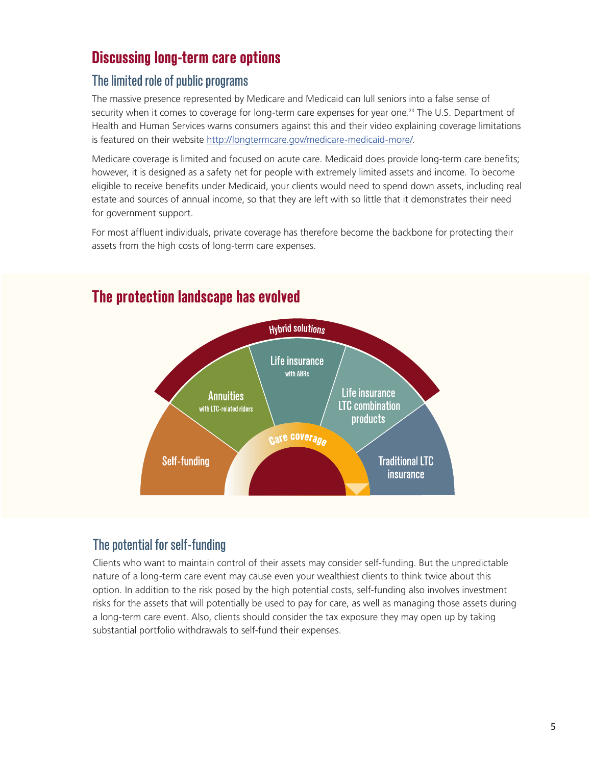# Discussing long-term care options

## The limited role of public programs

The massive presence represented by Medicare and Medicaid can lull seniors into a false sense of security when it comes to coverage for long-term care expenses for year one.[20] The U.S. Department of Health and Human Services warns consumers against this and their video explaining coverage limitations is featured on their website http://longtermcare.gov/medicare-medicaid-more/.

Medicare coverage is limited and focused on acute care. Medicaid does provide long-term care benefits; however, it is designed as a safety net for people with extremely limited assets and income. To become eligible to receive benefits under Medicaid, your clients would need to spend down assets, including real estate and sources of annual income, so that they are left with so little that it demonstrates their need for government support.

For most affluent individuals, private coverage has therefore become the backbone for protecting their assets from the high costs of long-term care expenses.

# The protection landscape has evolved

Hybrid solutions

- Self-funding
- Annuities with LTC-related riders
- Life insurance with ABRs
- Life insurance LTC combination products
- Traditional LTC insurance

Care coverage

## The potential for self-funding

Clients who want to maintain control of their assets may consider self-funding. But the unpredictable nature of a long-term care event may cause even your wealthiest clients to think twice about this option. In addition to the risk posed by the high potential costs, self-funding also involves investment risks for the assets that will potentially be used to pay for care, as well as managing those assets during a long-term care event. Also, clients should consider the tax exposure they may open up by taking substantial portfolio withdrawals to self-fund their expenses.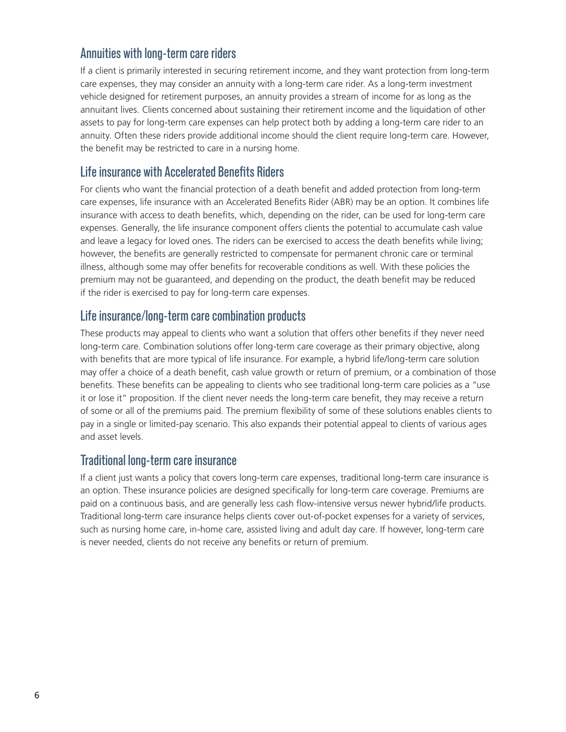## Annuities with long-term care riders

If a client is primarily interested in securing retirement income, and they want protection from long-term care expenses, they may consider an annuity with a long-term care rider. As a long-term investment vehicle designed for retirement purposes, an annuity provides a stream of income for as long as the annuitant lives. Clients concerned about sustaining their retirement income and the liquidation of other assets to pay for long-term care expenses can help protect both by adding a long-term care rider to an annuity. Often these riders provide additional income should the client require long-term care. However, the benefit may be restricted to care in a nursing home.

## Life insurance with Accelerated Benefits Riders

For clients who want the financial protection of a death benefit and added protection from long-term care expenses, life insurance with an Accelerated Benefits Rider (ABR) may be an option. It combines life insurance with access to death benefits, which, depending on the rider, can be used for long-term care expenses. Generally, the life insurance component offers clients the potential to accumulate cash value and leave a legacy for loved ones. The riders can be exercised to access the death benefits while living; however, the benefits are generally restricted to compensate for permanent chronic care or terminal illness, although some may offer benefits for recoverable conditions as well. With these policies the premium may not be guaranteed, and depending on the product, the death benefit may be reduced if the rider is exercised to pay for long-term care expenses.

## Life insurance/long-term care combination products

These products may appeal to clients who want a solution that offers other benefits if they never need long-term care. Combination solutions offer long-term care coverage as their primary objective, along with benefits that are more typical of life insurance. For example, a hybrid life/long-term care solution may offer a choice of a death benefit, cash value growth or return of premium, or a combination of those benefits. These benefits can be appealing to clients who see traditional long-term care policies as a "use it or lose it" proposition. If the client never needs the long-term care benefit, they may receive a return of some or all of the premiums paid. The premium flexibility of some of these solutions enables clients to pay in a single or limited-pay scenario. This also expands their potential appeal to clients of various ages and asset levels.

## Traditional long-term care insurance

If a client just wants a policy that covers long-term care expenses, traditional long-term care insurance is an option. These insurance policies are designed specifically for long-term care coverage. Premiums are paid on a continuous basis, and are generally less cash flow-intensive versus newer hybrid/life products. Traditional long-term care insurance helps clients cover out-of-pocket expenses for a variety of services, such as nursing home care, in-home care, assisted living and adult day care. If however, long-term care is never needed, clients do not receive any benefits or return of premium.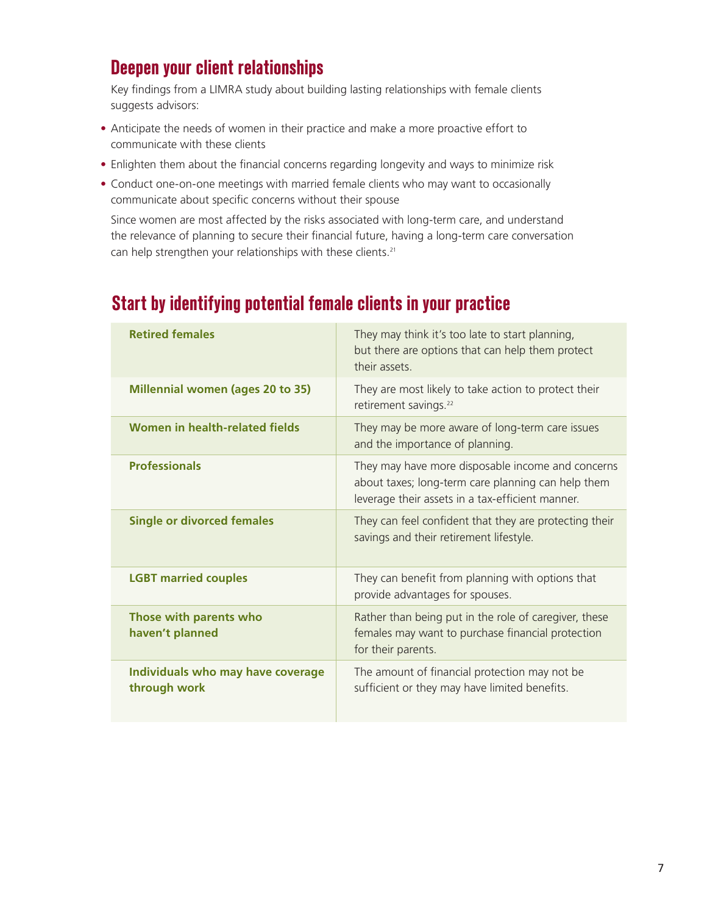## Deepen your client relationships

Key findings from a LIMRA study about building lasting relationships with female clients suggests advisors:

- Anticipate the needs of women in their practice and make a more proactive effort to communicate with these clients
- Enlighten them about the financial concerns regarding longevity and ways to minimize risk
- Conduct one-on-one meetings with married female clients who may want to occasionally communicate about specific concerns without their spouse

Since women are most affected by the risks associated with long-term care, and understand the relevance of planning to secure their financial future, having a long-term care conversation can help strengthen your relationships with these clients.[21]

## Start by identifying potential female clients in your practice

| | |
|---|---|
| **Retired females** | They may think it's too late to start planning, but there are options that can help them protect their assets. |
| **Millennial women (ages 20 to 35)** | They are most likely to take action to protect their retirement savings.[22] |
| **Women in health-related fields** | They may be more aware of long-term care issues and the importance of planning. |
| **Professionals** | They may have more disposable income and concerns about taxes; long-term care planning can help them leverage their assets in a tax-efficient manner. |
| **Single or divorced females** | They can feel confident that they are protecting their savings and their retirement lifestyle. |
| **LGBT married couples** | They can benefit from planning with options that provide advantages for spouses. |
| **Those with parents who haven't planned** | Rather than being put in the role of caregiver, these females may want to purchase financial protection for their parents. |
| **Individuals who may have coverage through work** | The amount of financial protection may not be sufficient or they may have limited benefits. |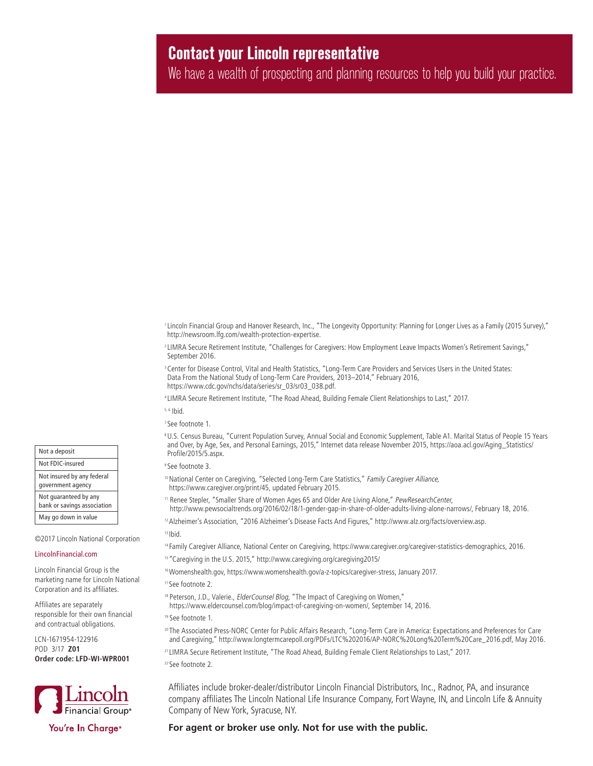## Contact your Lincoln representative

We have a wealth of prospecting and planning resources to help you build your practice.

[1] Lincoln Financial Group and Hanover Research, Inc., "The Longevity Opportunity: Planning for Longer Lives as a Family (2015 Survey)," http://newsroom.lfg.com/wealth-protection-expertise.

[2] LIMRA Secure Retirement Institute, "Challenges for Caregivers: How Employment Leave Impacts Women's Retirement Savings," September 2016.

[3] Center for Disease Control, Vital and Health Statistics, "Long-Term Care Providers and Services Users in the United States: Data From the National Study of Long-Term Care Providers, 2013–2014," February 2016, https://www.cdc.gov/nchs/data/series/sr_03/sr03_038.pdf.

[4] LIMRA Secure Retirement Institute, "The Road Ahead, Building Female Client Relationships to Last," 2017.

[5, 6] Ibid.

[7] See footnote 1.

[8] U.S. Census Bureau, "Current Population Survey, Annual Social and Economic Supplement, Table A1. Marital Status of People 15 Years and Over, by Age, Sex, and Personal Earnings, 2015," Internet data release November 2015, https://aoa.acl.gov/Aging_Statistics/Profile/2015/5.aspx.

[9] See footnote 3.

[10] National Center on Caregiving, "Selected Long-Term Care Statistics," *Family Caregiver Alliance,* https://www.caregiver.org/print/45, updated February 2015.

[11] Renee Stepler, "Smaller Share of Women Ages 65 and Older Are Living Alone," *PewResearchCenter,* http://www.pewsocialtrends.org/2016/02/18/1-gender-gap-in-share-of-older-adults-living-alone-narrows/, February 18, 2016.

[12] Alzheimer's Association, "2016 Alzheimer's Disease Facts And Figures," http://www.alz.org/facts/overview.asp.

[13] Ibid.

[14] Family Caregiver Alliance, National Center on Caregiving, https://www.caregiver.org/caregiver-statistics-demographics, 2016.

[15] "Caregiving in the U.S. 2015," http://www.caregiving.org/caregiving2015/

[16] Womenshealth.gov, https://www.womenshealth.gov/a-z-topics/caregiver-stress, January 2017.

[17] See footnote 2.

[18] Peterson, J.D., Valerie., *ElderCounsel Blog,* "The Impact of Caregiving on Women," https://www.eldercounsel.com/blog/impact-of-caregiving-on-women/, September 14, 2016.

[19] See footnote 1.

[20] The Associated Press-NORC Center for Public Affairs Research, "Long-Term Care in America: Expectations and Preferences for Care and Caregiving," http://www.longtermcarepoll.org/PDFs/LTC%202016/AP-NORC%20Long%20Term%20Care_2016.pdf, May 2016.

[21] LIMRA Secure Retirement Institute, "The Road Ahead, Building Female Client Relationships to Last," 2017.

[22] See footnote 2.

| |
|---|
| Not a deposit |
| Not FDIC-insured |
| Not insured by any federal government agency |
| Not guaranteed by any bank or savings association |
| May go down in value |

©2017 Lincoln National Corporation

LincolnFinancial.com

Lincoln Financial Group is the marketing name for Lincoln National Corporation and its affiliates.

Affiliates are separately responsible for their own financial and contractual obligations.

LCN-1671954-122916
POD 3/17 **Z01**
**Order code: LFD-WI-WPR001**

Lincoln Financial Group®
You're In Charge®

Affiliates include broker-dealer/distributor Lincoln Financial Distributors, Inc., Radnor, PA, and insurance company affiliates The Lincoln National Life Insurance Company, Fort Wayne, IN, and Lincoln Life & Annuity Company of New York, Syracuse, NY.

**For agent or broker use only. Not for use with the public.**